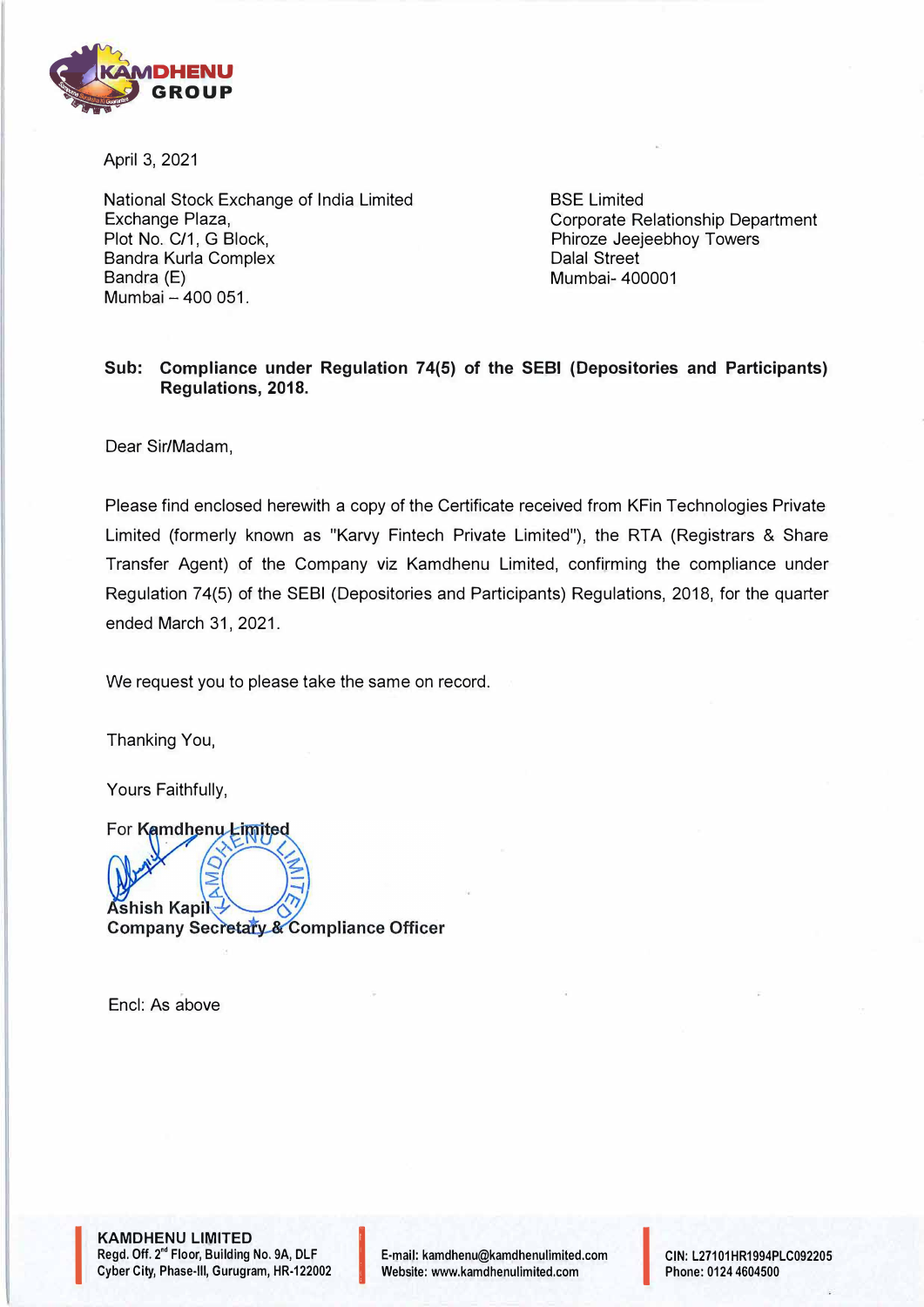KAMDHENU GROUP

April 3, 2021

National Stock Exchange of India Limited
Exchange Plaza,
Plot No. C/1, G Block,
Bandra Kurla Complex
Bandra (E)
Mumbai – 400 051.

BSE Limited
Corporate Relationship Department
Phiroze Jeejeebhoy Towers
Dalal Street
Mumbai- 400001

**Sub: Compliance under Regulation 74(5) of the SEBI (Depositories and Participants) Regulations, 2018.**

Dear Sir/Madam,

Please find enclosed herewith a copy of the Certificate received from KFin Technologies Private Limited (formerly known as "Karvy Fintech Private Limited"), the RTA (Registrars & Share Transfer Agent) of the Company viz Kamdhenu Limited, confirming the compliance under Regulation 74(5) of the SEBI (Depositories and Participants) Regulations, 2018, for the quarter ended March 31, 2021.

We request you to please take the same on record.

Thanking You,

Yours Faithfully,

For **Kamdhenu Limited**

**Ashish Kapil**
**Company Secretary & Compliance Officer**

Encl: As above

**KAMDHENU LIMITED**
Regd. Off. 2nd Floor, Building No. 9A, DLF Cyber City, Phase-III, Gurugram, HR-122002

E-mail: kamdhenu@kamdhenulimited.com
Website: www.kamdhenulimited.com

CIN: L27101HR1994PLC092205
Phone: 0124 4604500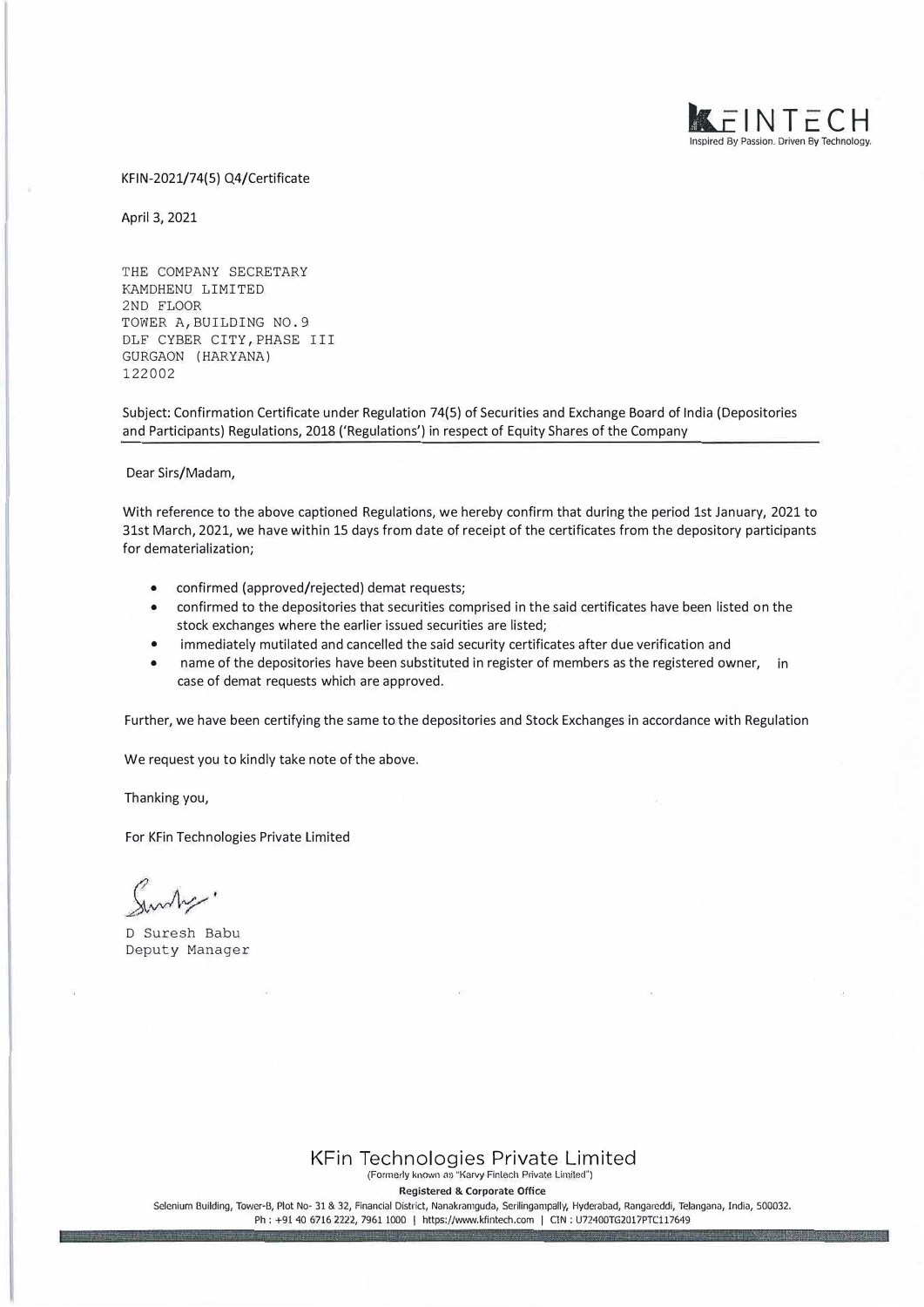KFINTECH
Inspired By Passion. Driven By Technology.

KFIN-2021/74(5) Q4/Certificate

April 3, 2021

THE COMPANY SECRETARY
KAMDHENU LIMITED
2ND FLOOR
TOWER A, BUILDING NO.9
DLF CYBER CITY, PHASE III
GURGAON (HARYANA)
122002

Subject: Confirmation Certificate under Regulation 74(5) of Securities and Exchange Board of India (Depositories and Participants) Regulations, 2018 ('Regulations') in respect of Equity Shares of the Company

Dear Sirs/Madam,

With reference to the above captioned Regulations, we hereby confirm that during the period 1st January, 2021 to 31st March, 2021, we have within 15 days from date of receipt of the certificates from the depository participants for dematerialization;

- confirmed (approved/rejected) demat requests;
- confirmed to the depositories that securities comprised in the said certificates have been listed on the stock exchanges where the earlier issued securities are listed;
- immediately mutilated and cancelled the said security certificates after due verification and
- name of the depositories have been substituted in register of members as the registered owner, in case of demat requests which are approved.

Further, we have been certifying the same to the depositories and Stock Exchanges in accordance with Regulation

We request you to kindly take note of the above.

Thanking you,

For KFin Technologies Private Limited

D Suresh Babu
Deputy Manager

**KFin Technologies Private Limited**
(Formerly known as "Karvy Fintech Private Limited")
**Registered & Corporate Office**
Selenium Building, Tower-B, Plot No- 31 & 32, Financial District, Nanakramguda, Serilingampally, Hyderabad, Rangareddi, Telangana, India, 500032.
Ph : +91 40 6716 2222, 7961 1000 | https://www.kfintech.com | CIN : U72400TG2017PTC117649